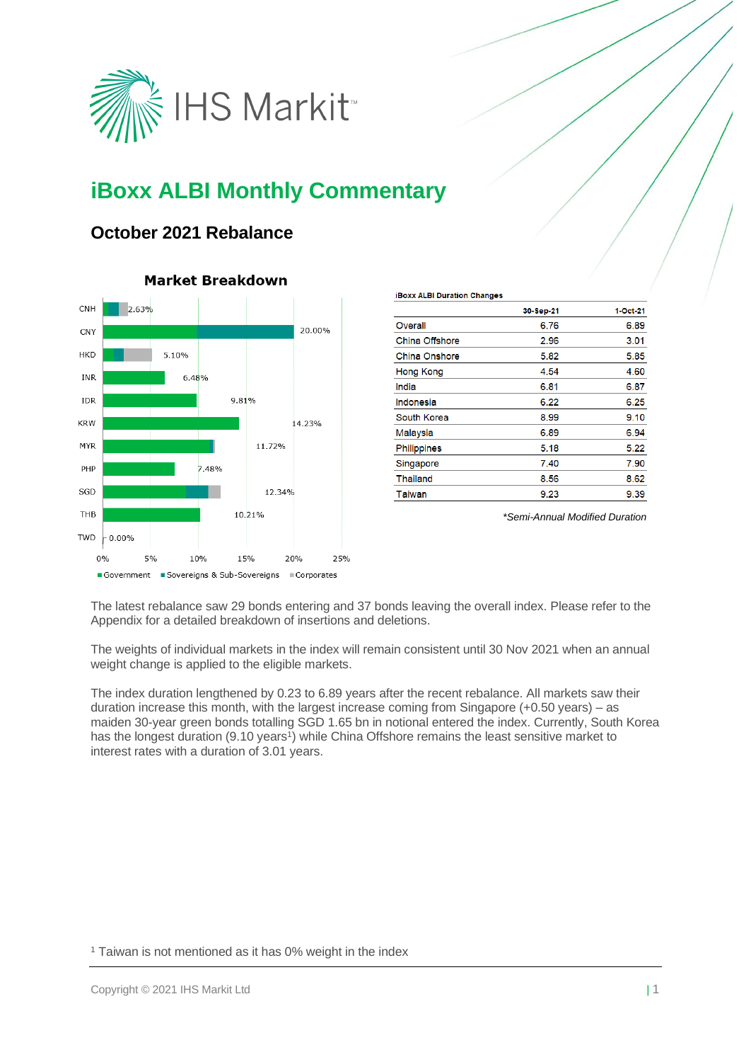# iBoxx ALBI Monthly Commentary

## October 2021 Rebalance

**Market Breakdown**

| Market | Weight |
|---|---|
| CNH | 2.63% |
| CNY | 20.00% |
| HKD | 5.10% |
| INR | 6.48% |
| IDR | 9.81% |
| KRW | 14.23% |
| MYR | 11.72% |
| PHP | 7.48% |
| SGD | 12.34% |
| THB | 10.21% |
| TWD | 0.00% |

Government · Sovereigns & Sub-Sovereigns · Corporates

**iBoxx ALBI Duration Changes**

| | 30-Sep-21 | 1-Oct-21 |
|---|---|---|
| Overall | 6.76 | 6.89 |
| China Offshore | 2.96 | 3.01 |
| China Onshore | 5.82 | 5.85 |
| Hong Kong | 4.54 | 4.60 |
| India | 6.81 | 6.87 |
| Indonesia | 6.22 | 6.25 |
| South Korea | 8.99 | 9.10 |
| Malaysia | 6.89 | 6.94 |
| Philippines | 5.18 | 5.22 |
| Singapore | 7.40 | 7.90 |
| Thailand | 8.56 | 8.62 |
| Taiwan | 9.23 | 9.39 |

*Semi-Annual Modified Duration*

The latest rebalance saw 29 bonds entering and 37 bonds leaving the overall index. Please refer to the Appendix for a detailed breakdown of insertions and deletions.

The weights of individual markets in the index will remain consistent until 30 Nov 2021 when an annual weight change is applied to the eligible markets.

The index duration lengthened by 0.23 to 6.89 years after the recent rebalance. All markets saw their duration increase this month, with the largest increase coming from Singapore (+0.50 years) – as maiden 30-year green bonds totalling SGD 1.65 bn in notional entered the index. Currently, South Korea has the longest duration (9.10 years[1]) while China Offshore remains the least sensitive market to interest rates with a duration of 3.01 years.

[1] Taiwan is not mentioned as it has 0% weight in the index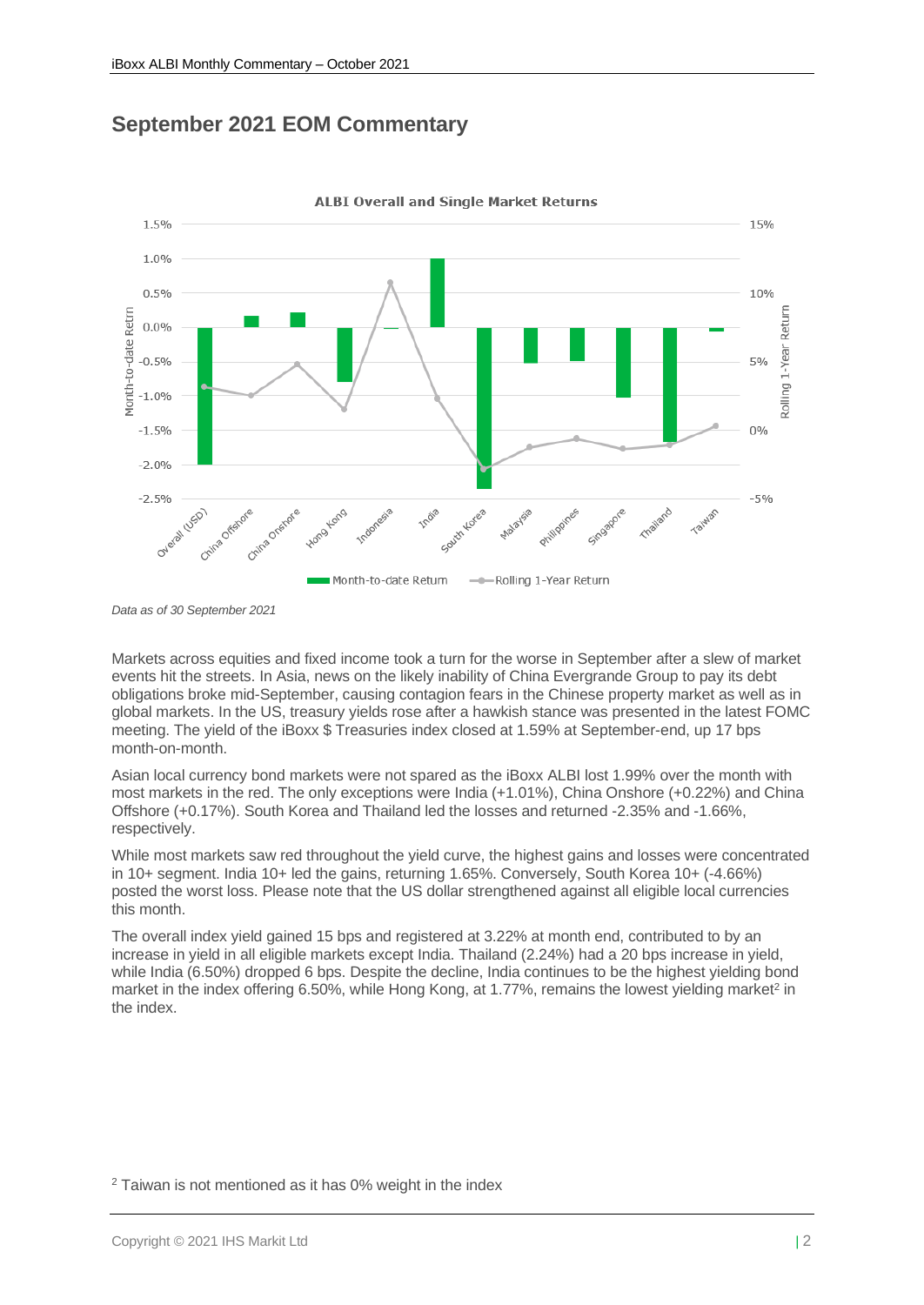## September 2021 EOM Commentary

*Data as of 30 September 2021*

Markets across equities and fixed income took a turn for the worse in September after a slew of market events hit the streets. In Asia, news on the likely inability of China Evergrande Group to pay its debt obligations broke mid-September, causing contagion fears in the Chinese property market as well as in global markets. In the US, treasury yields rose after a hawkish stance was presented in the latest FOMC meeting. The yield of the iBoxx $ Treasuries index closed at 1.59% at September-end, up 17 bps month-on-month.

Asian local currency bond markets were not spared as the iBoxx ALBI lost 1.99% over the month with most markets in the red. The only exceptions were India (+1.01%), China Onshore (+0.22%) and China Offshore (+0.17%). South Korea and Thailand led the losses and returned -2.35% and -1.66%, respectively.

While most markets saw red throughout the yield curve, the highest gains and losses were concentrated in 10+ segment. India 10+ led the gains, returning 1.65%. Conversely, South Korea 10+ (-4.66%) posted the worst loss. Please note that the US dollar strengthened against all eligible local currencies this month.

The overall index yield gained 15 bps and registered at 3.22% at month end, contributed to by an increase in yield in all eligible markets except India. Thailand (2.24%) had a 20 bps increase in yield, while India (6.50%) dropped 6 bps. Despite the decline, India continues to be the highest yielding bond market in the index offering 6.50%, while Hong Kong, at 1.77%, remains the lowest yielding market[2] in the index.

[2] Taiwan is not mentioned as it has 0% weight in the index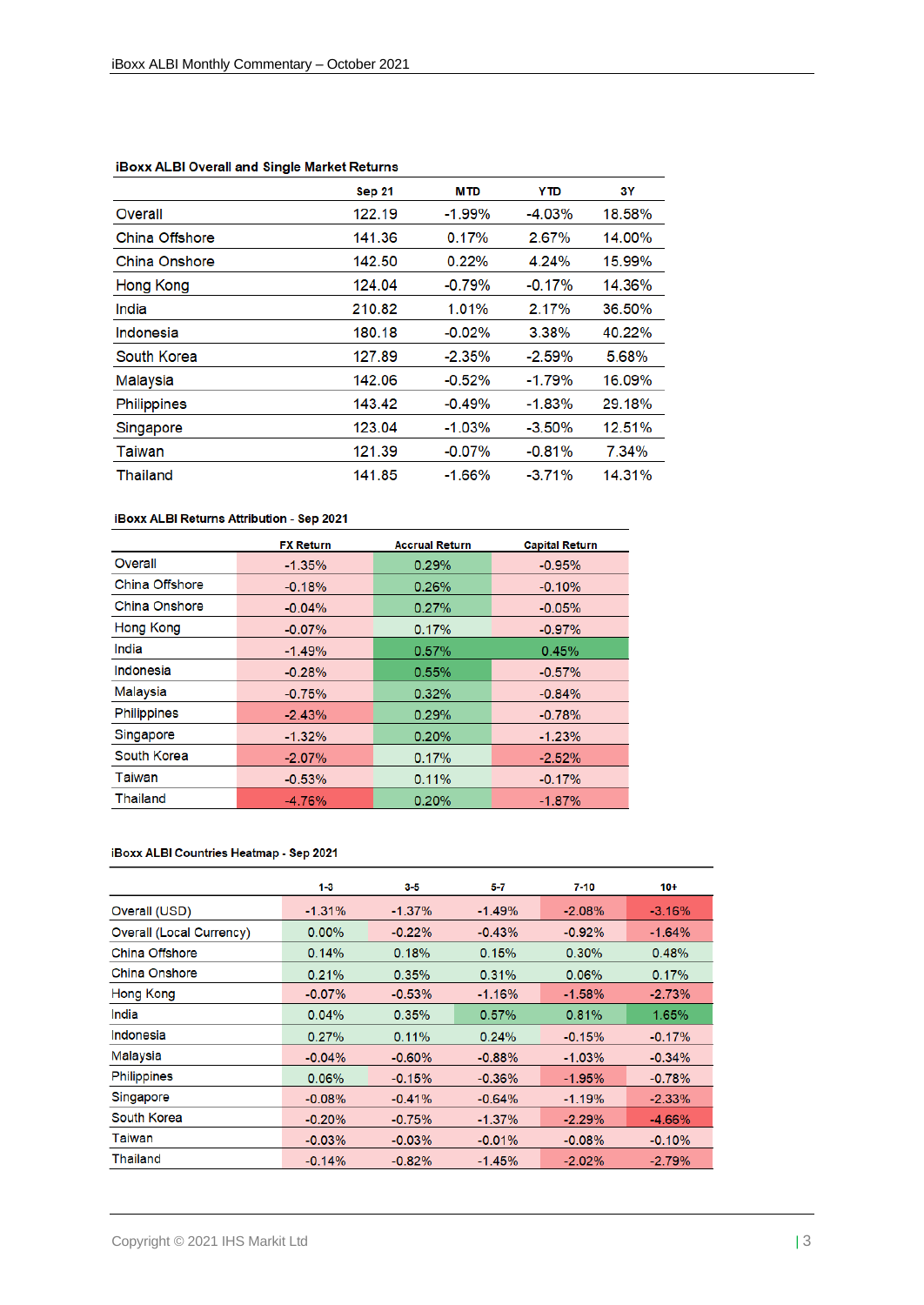### iBoxx ALBI Overall and Single Market Returns

| | Sep 21 | MTD | YTD | 3Y |
|---|---|---|---|---|
| Overall | 122.19 | -1.99% | -4.03% | 18.58% |
| China Offshore | 141.36 | 0.17% | 2.67% | 14.00% |
| China Onshore | 142.50 | 0.22% | 4.24% | 15.99% |
| Hong Kong | 124.04 | -0.79% | -0.17% | 14.36% |
| India | 210.82 | 1.01% | 2.17% | 36.50% |
| Indonesia | 180.18 | -0.02% | 3.38% | 40.22% |
| South Korea | 127.89 | -2.35% | -2.59% | 5.68% |
| Malaysia | 142.06 | -0.52% | -1.79% | 16.09% |
| Philippines | 143.42 | -0.49% | -1.83% | 29.18% |
| Singapore | 123.04 | -1.03% | -3.50% | 12.51% |
| Taiwan | 121.39 | -0.07% | -0.81% | 7.34% |
| Thailand | 141.85 | -1.66% | -3.71% | 14.31% |

### iBoxx ALBI Returns Attribution - Sep 2021

| | FX Return | Accrual Return | Capital Return |
|---|---|---|---|
| Overall | -1.35% | 0.29% | -0.95% |
| China Offshore | -0.18% | 0.26% | -0.10% |
| China Onshore | -0.04% | 0.27% | -0.05% |
| Hong Kong | -0.07% | 0.17% | -0.97% |
| India | -1.49% | 0.57% | 0.45% |
| Indonesia | -0.28% | 0.55% | -0.57% |
| Malaysia | -0.75% | 0.32% | -0.84% |
| Philippines | -2.43% | 0.29% | -0.78% |
| Singapore | -1.32% | 0.20% | -1.23% |
| South Korea | -2.07% | 0.17% | -2.52% |
| Taiwan | -0.53% | 0.11% | -0.17% |
| Thailand | -4.76% | 0.20% | -1.87% |

### iBoxx ALBI Countries Heatmap - Sep 2021

| | 1-3 | 3-5 | 5-7 | 7-10 | 10+ |
|---|---|---|---|---|---|
| Overall (USD) | -1.31% | -1.37% | -1.49% | -2.08% | -3.16% |
| Overall (Local Currency) | 0.00% | -0.22% | -0.43% | -0.92% | -1.64% |
| China Offshore | 0.14% | 0.18% | 0.15% | 0.30% | 0.48% |
| China Onshore | 0.21% | 0.35% | 0.31% | 0.06% | 0.17% |
| Hong Kong | -0.07% | -0.53% | -1.16% | -1.58% | -2.73% |
| India | 0.04% | 0.35% | 0.57% | 0.81% | 1.65% |
| Indonesia | 0.27% | 0.11% | 0.24% | -0.15% | -0.17% |
| Malaysia | -0.04% | -0.60% | -0.88% | -1.03% | -0.34% |
| Philippines | 0.06% | -0.15% | -0.36% | -1.95% | -0.78% |
| Singapore | -0.08% | -0.41% | -0.64% | -1.19% | -2.33% |
| South Korea | -0.20% | -0.75% | -1.37% | -2.29% | -4.66% |
| Taiwan | -0.03% | -0.03% | -0.01% | -0.08% | -0.10% |
| Thailand | -0.14% | -0.82% | -1.45% | -2.02% | -2.79% |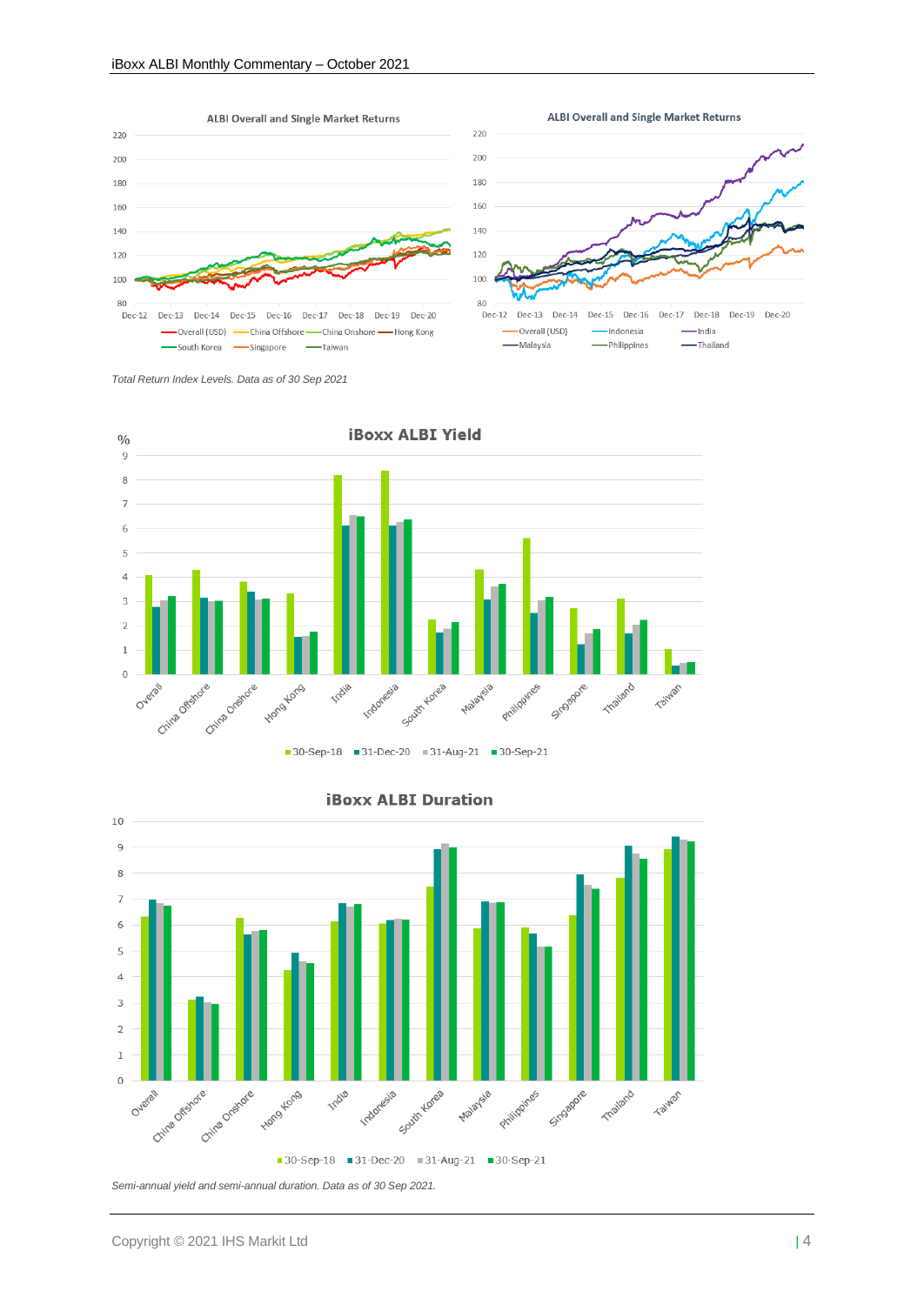ALBI Overall and Single Market Returns

ALBI Overall and Single Market Returns

*Total Return Index Levels. Data as of 30 Sep 2021*

iBoxx ALBI Yield

iBoxx ALBI Duration

*Semi-annual yield and semi-annual duration. Data as of 30 Sep 2021.*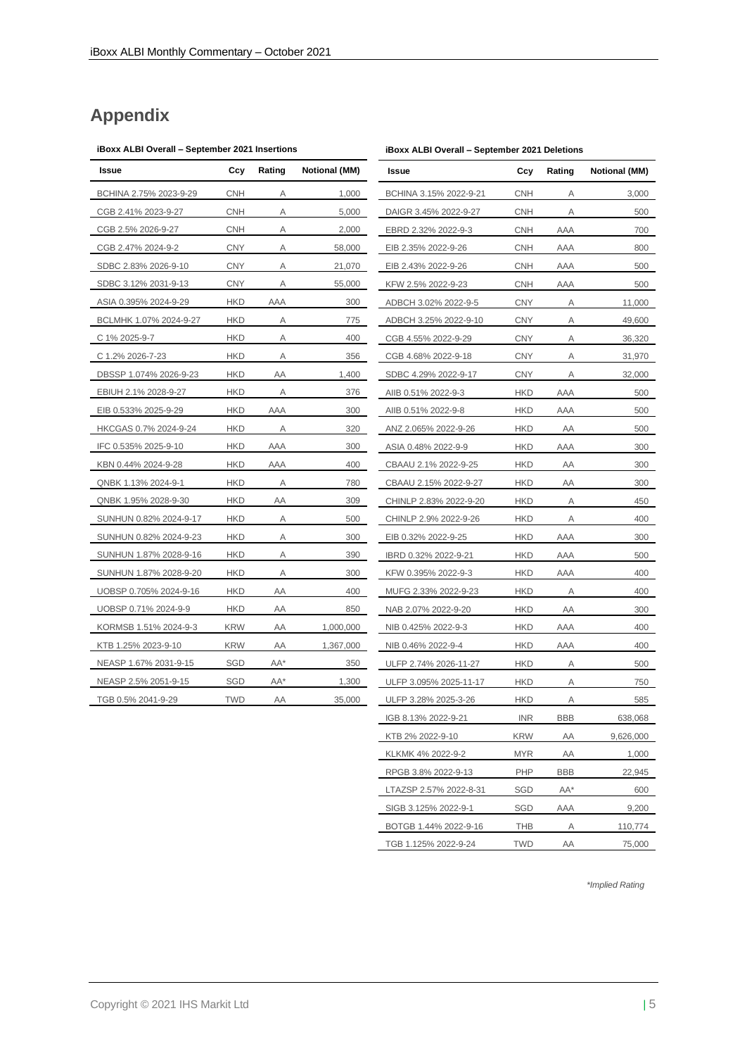# Appendix

**iBoxx ALBI Overall – September 2021 Insertions**

| Issue | Ccy | Rating | Notional (MM) |
|---|---|---|---|
| BCHINA 2.75% 2023-9-29 | CNH | A | 1,000 |
| CGB 2.41% 2023-9-27 | CNH | A | 5,000 |
| CGB 2.5% 2026-9-27 | CNH | A | 2,000 |
| CGB 2.47% 2024-9-2 | CNY | A | 58,000 |
| SDBC 2.83% 2026-9-10 | CNY | A | 21,070 |
| SDBC 3.12% 2031-9-13 | CNY | A | 55,000 |
| ASIA 0.395% 2024-9-29 | HKD | AAA | 300 |
| BCLMHK 1.07% 2024-9-27 | HKD | A | 775 |
| C 1% 2025-9-7 | HKD | A | 400 |
| C 1.2% 2026-7-23 | HKD | A | 356 |
| DBSSP 1.074% 2026-9-23 | HKD | AA | 1,400 |
| EBIUH 2.1% 2028-9-27 | HKD | A | 376 |
| EIB 0.533% 2025-9-29 | HKD | AAA | 300 |
| HKCGAS 0.7% 2024-9-24 | HKD | A | 320 |
| IFC 0.535% 2025-9-10 | HKD | AAA | 300 |
| KBN 0.44% 2024-9-28 | HKD | AAA | 400 |
| QNBK 1.13% 2024-9-1 | HKD | A | 780 |
| QNBK 1.95% 2028-9-30 | HKD | AA | 309 |
| SUNHUN 0.82% 2024-9-17 | HKD | A | 500 |
| SUNHUN 0.82% 2024-9-23 | HKD | A | 300 |
| SUNHUN 1.87% 2028-9-16 | HKD | A | 390 |
| SUNHUN 1.87% 2028-9-20 | HKD | A | 300 |
| UOBSP 0.705% 2024-9-16 | HKD | AA | 400 |
| UOBSP 0.71% 2024-9-9 | HKD | AA | 850 |
| KORMSB 1.51% 2024-9-3 | KRW | AA | 1,000,000 |
| KTB 1.25% 2023-9-10 | KRW | AA | 1,367,000 |
| NEASP 1.67% 2031-9-15 | SGD | AA* | 350 |
| NEASP 2.5% 2051-9-15 | SGD | AA* | 1,300 |
| TGB 0.5% 2041-9-29 | TWD | AA | 35,000 |

**iBoxx ALBI Overall – September 2021 Deletions**

| Issue | Ccy | Rating | Notional (MM) |
|---|---|---|---|
| BCHINA 3.15% 2022-9-21 | CNH | A | 3,000 |
| DAIGR 3.45% 2022-9-27 | CNH | A | 500 |
| EBRD 2.32% 2022-9-3 | CNH | AAA | 700 |
| EIB 2.35% 2022-9-26 | CNH | AAA | 800 |
| EIB 2.43% 2022-9-26 | CNH | AAA | 500 |
| KFW 2.5% 2022-9-23 | CNH | AAA | 500 |
| ADBCH 3.02% 2022-9-5 | CNY | A | 11,000 |
| ADBCH 3.25% 2022-9-10 | CNY | A | 49,600 |
| CGB 4.55% 2022-9-29 | CNY | A | 36,320 |
| CGB 4.68% 2022-9-18 | CNY | A | 31,970 |
| SDBC 4.29% 2022-9-17 | CNY | A | 32,000 |
| AIIB 0.51% 2022-9-3 | HKD | AAA | 500 |
| AIIB 0.51% 2022-9-8 | HKD | AAA | 500 |
| ANZ 2.065% 2022-9-26 | HKD | AA | 500 |
| ASIA 0.48% 2022-9-9 | HKD | AAA | 300 |
| CBAAU 2.1% 2022-9-25 | HKD | AA | 300 |
| CBAAU 2.15% 2022-9-27 | HKD | AA | 300 |
| CHINLP 2.83% 2022-9-20 | HKD | A | 450 |
| CHINLP 2.9% 2022-9-26 | HKD | A | 400 |
| EIB 0.32% 2022-9-25 | HKD | AAA | 300 |
| IBRD 0.32% 2022-9-21 | HKD | AAA | 500 |
| KFW 0.395% 2022-9-3 | HKD | AAA | 400 |
| MUFG 2.33% 2022-9-23 | HKD | A | 400 |
| NAB 2.07% 2022-9-20 | HKD | AA | 300 |
| NIB 0.425% 2022-9-3 | HKD | AAA | 400 |
| NIB 0.46% 2022-9-4 | HKD | AAA | 400 |
| ULFP 2.74% 2026-11-27 | HKD | A | 500 |
| ULFP 3.095% 2025-11-17 | HKD | A | 750 |
| ULFP 3.28% 2025-3-26 | HKD | A | 585 |
| IGB 8.13% 2022-9-21 | INR | BBB | 638,068 |
| KTB 2% 2022-9-10 | KRW | AA | 9,626,000 |
| KLKMK 4% 2022-9-2 | MYR | AA | 1,000 |
| RPGB 3.8% 2022-9-13 | PHP | BBB | 22,945 |
| LTAZSP 2.57% 2022-8-31 | SGD | AA* | 600 |
| SIGB 3.125% 2022-9-1 | SGD | AAA | 9,200 |
| BOTGB 1.44% 2022-9-16 | THB | A | 110,774 |
| TGB 1.125% 2022-9-24 | TWD | AA | 75,000 |

*\*Implied Rating*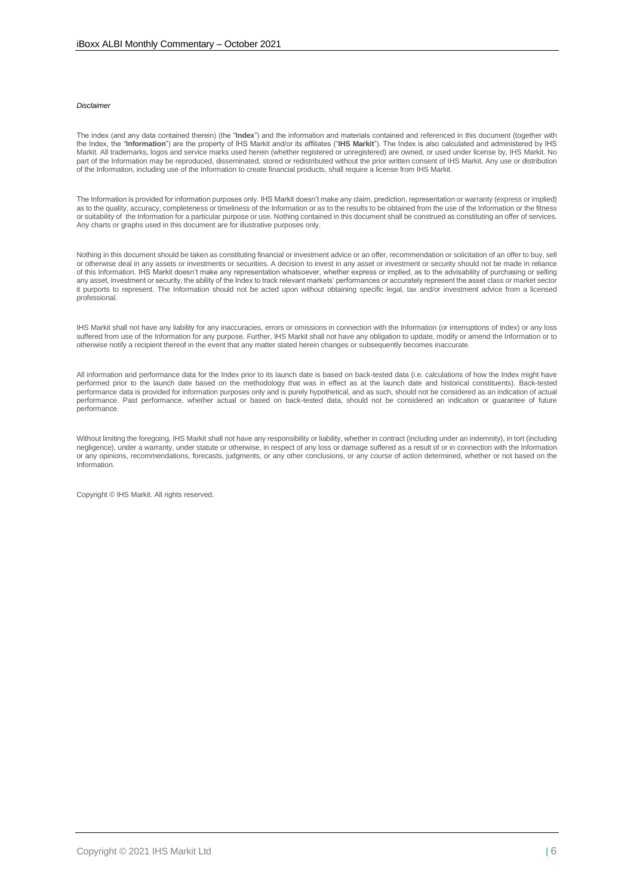*Disclaimer*

The index (and any data contained therein) (the "**Index**") and the information and materials contained and referenced in this document (together with the Index, the "**Information**") are the property of IHS Markit and/or its affiliates ("**IHS Markit**"). The Index is also calculated and administered by IHS Markit. All trademarks, logos and service marks used herein (whether registered or unregistered) are owned, or used under license by, IHS Markit. No part of the Information may be reproduced, disseminated, stored or redistributed without the prior written consent of IHS Markit. Any use or distribution of the Information, including use of the Information to create financial products, shall require a license from IHS Markit.

The Information is provided for information purposes only. IHS Markit doesn't make any claim, prediction, representation or warranty (express or implied) as to the quality, accuracy, completeness or timeliness of the Information or as to the results to be obtained from the use of the Information or the fitness or suitability of the Information for a particular purpose or use. Nothing contained in this document shall be construed as constituting an offer of services. Any charts or graphs used in this document are for illustrative purposes only.

Nothing in this document should be taken as constituting financial or investment advice or an offer, recommendation or solicitation of an offer to buy, sell or otherwise deal in any assets or investments or securities. A decision to invest in any asset or investment or security should not be made in reliance of this Information. IHS Markit doesn't make any representation whatsoever, whether express or implied, as to the advisability of purchasing or selling any asset, investment or security, the ability of the Index to track relevant markets' performances or accurately represent the asset class or market sector it purports to represent. The Information should not be acted upon without obtaining specific legal, tax and/or investment advice from a licensed professional.

IHS Markit shall not have any liability for any inaccuracies, errors or omissions in connection with the Information (or interruptions of Index) or any loss suffered from use of the Information for any purpose. Further, IHS Markit shall not have any obligation to update, modify or amend the Information or to otherwise notify a recipient thereof in the event that any matter stated herein changes or subsequently becomes inaccurate.

All information and performance data for the Index prior to its launch date is based on back-tested data (i.e. calculations of how the Index might have performed prior to the launch date based on the methodology that was in effect as at the launch date and historical constituents). Back-tested performance data is provided for information purposes only and is purely hypothetical, and as such, should not be considered as an indication of actual performance. Past performance, whether actual or based on back-tested data, should not be considered an indication or guarantee of future performance.

Without limiting the foregoing, IHS Markit shall not have any responsibility or liability, whether in contract (including under an indemnity), in tort (including negligence), under a warranty, under statute or otherwise, in respect of any loss or damage suffered as a result of or in connection with the Information or any opinions, recommendations, forecasts, judgments, or any other conclusions, or any course of action determined, whether or not based on the Information.

Copyright © IHS Markit. All rights reserved.